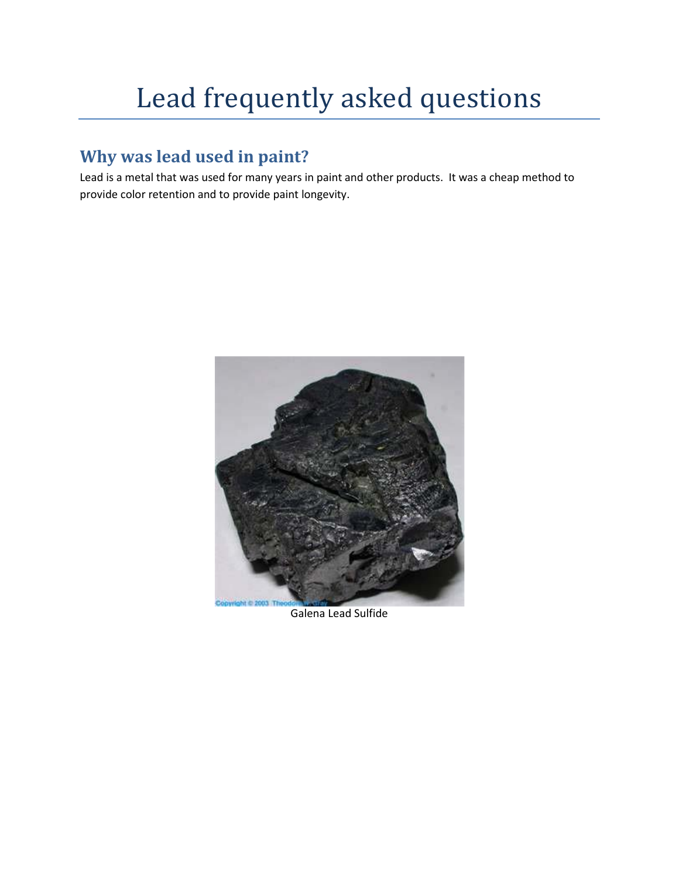# Lead frequently asked questions

## Why was lead used in paint?

Lead is a metal that was used for many years in paint and other products. It was a cheap method to provide color retention and to provide paint longevity.

Galena Lead Sulfide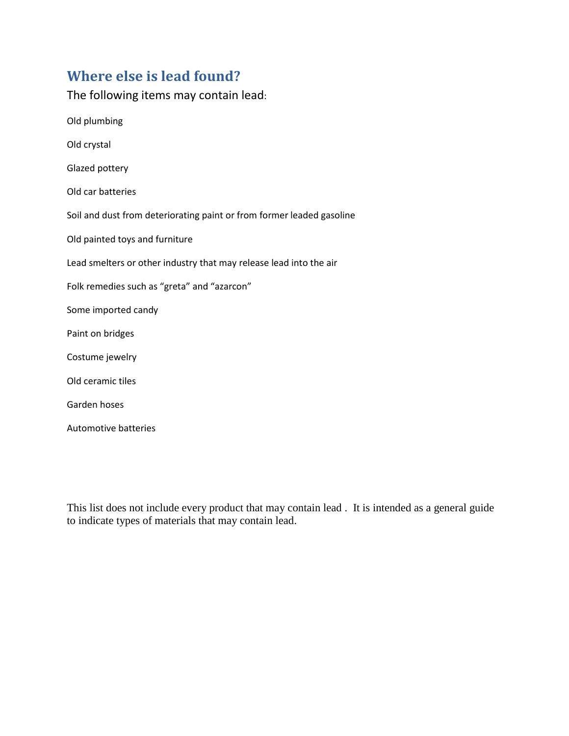## Where else is lead found?

The following items may contain lead:

Old plumbing

Old crystal

Glazed pottery

Old car batteries

Soil and dust from deteriorating paint or from former leaded gasoline

Old painted toys and furniture

Lead smelters or other industry that may release lead into the air

Folk remedies such as "greta" and "azarcon"

Some imported candy

Paint on bridges

Costume jewelry

Old ceramic tiles

Garden hoses

Automotive batteries

This list does not include every product that may contain lead . It is intended as a general guide to indicate types of materials that may contain lead.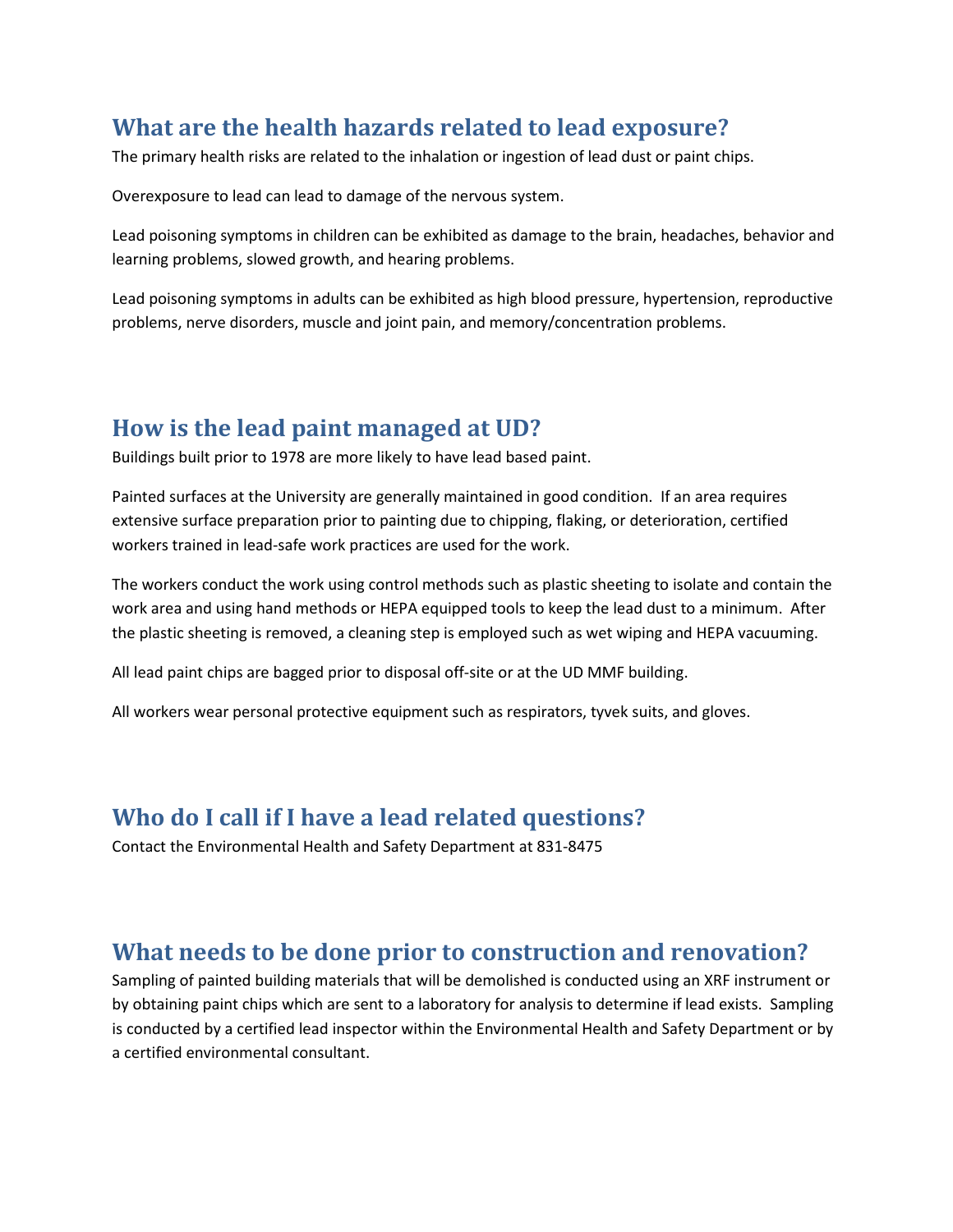## What are the health hazards related to lead exposure?

The primary health risks are related to the inhalation or ingestion of lead dust or paint chips.

Overexposure to lead can lead to damage of the nervous system.

Lead poisoning symptoms in children can be exhibited as damage to the brain, headaches, behavior and learning problems, slowed growth, and hearing problems.

Lead poisoning symptoms in adults can be exhibited as high blood pressure, hypertension, reproductive problems, nerve disorders, muscle and joint pain, and memory/concentration problems.

## How is the lead paint managed at UD?

Buildings built prior to 1978 are more likely to have lead based paint.

Painted surfaces at the University are generally maintained in good condition. If an area requires extensive surface preparation prior to painting due to chipping, flaking, or deterioration, certified workers trained in lead-safe work practices are used for the work.

The workers conduct the work using control methods such as plastic sheeting to isolate and contain the work area and using hand methods or HEPA equipped tools to keep the lead dust to a minimum. After the plastic sheeting is removed, a cleaning step is employed such as wet wiping and HEPA vacuuming.

All lead paint chips are bagged prior to disposal off-site or at the UD MMF building.

All workers wear personal protective equipment such as respirators, tyvek suits, and gloves.

## Who do I call if I have a lead related questions?

Contact the Environmental Health and Safety Department at 831-8475

## What needs to be done prior to construction and renovation?

Sampling of painted building materials that will be demolished is conducted using an XRF instrument or by obtaining paint chips which are sent to a laboratory for analysis to determine if lead exists. Sampling is conducted by a certified lead inspector within the Environmental Health and Safety Department or by a certified environmental consultant.